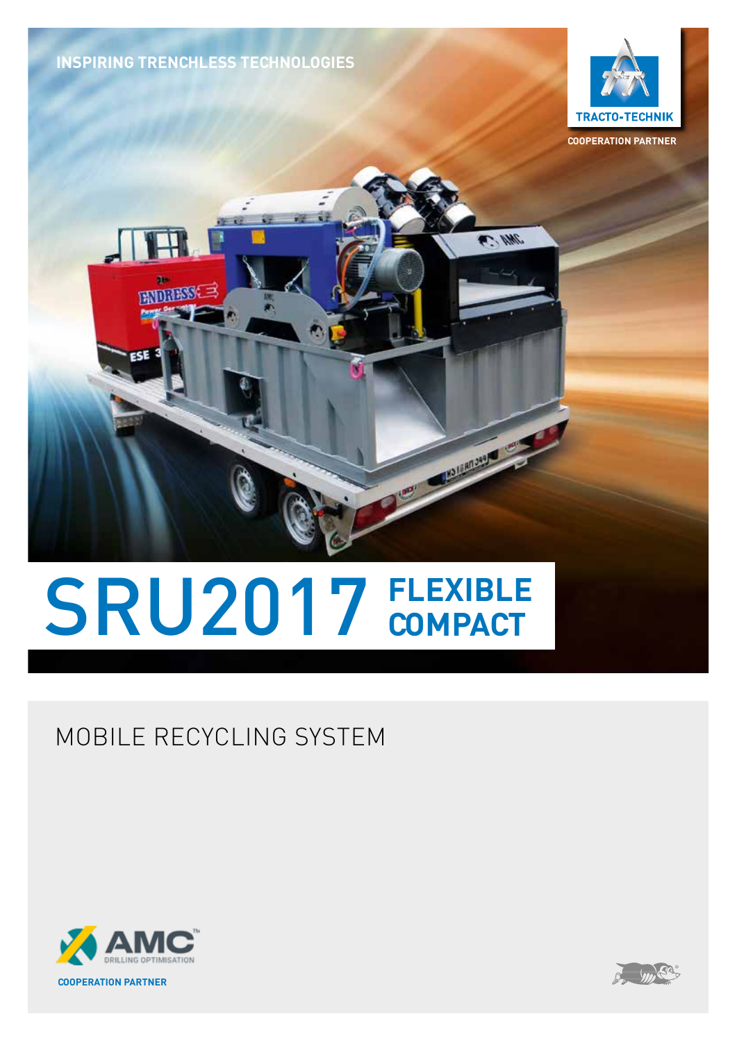INSPIRING TRENCHLESS TECHNOLOGIES

TRACTO-TECHNIK

COOPERATION PARTNER

# SRU2017 FLEXIBLE COMPACT

## MOBILE RECYCLING SYSTEM

AMC DRILLING OPTIMISATION

COOPERATION PARTNER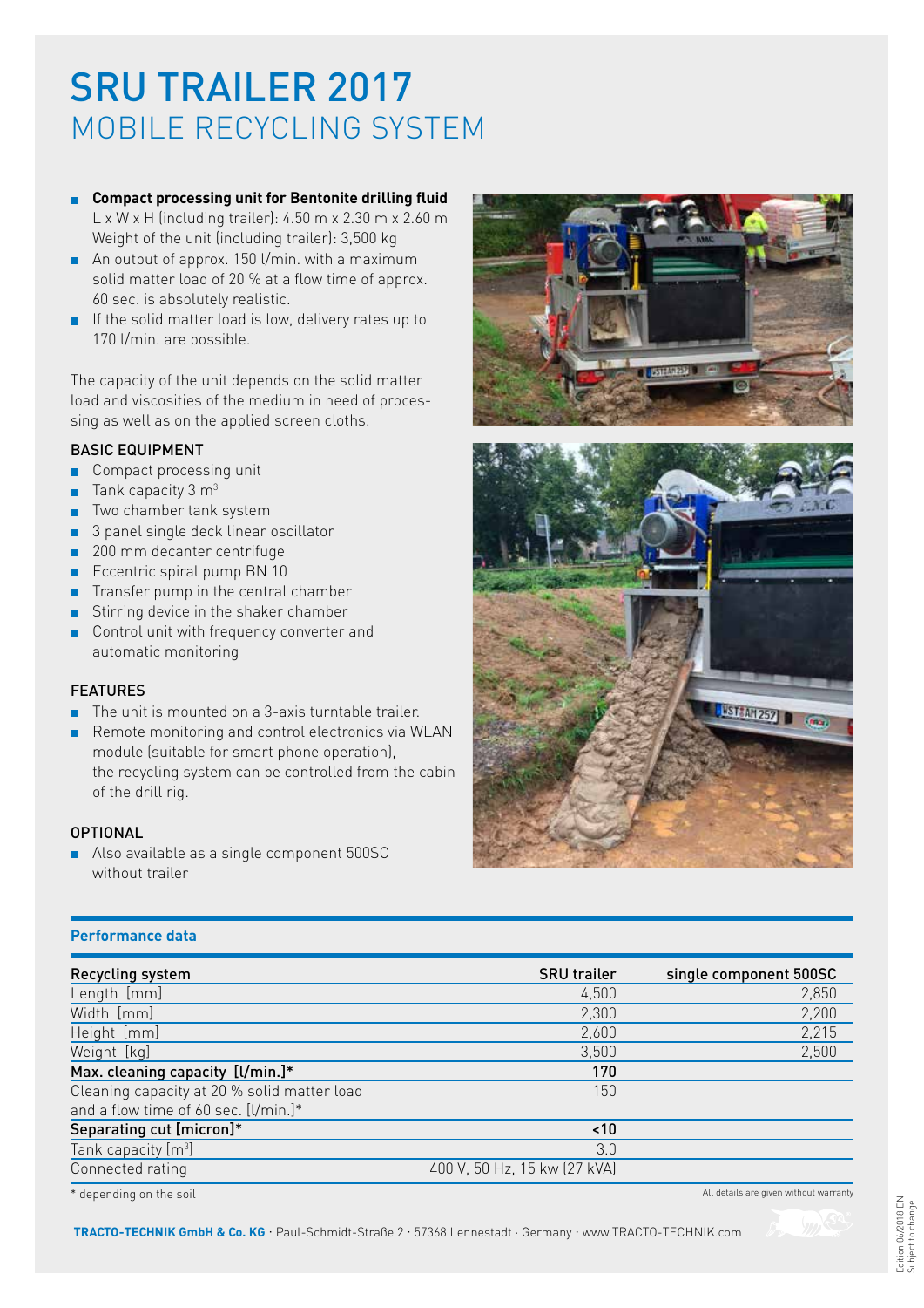# SRU TRAILER 2017
## MOBILE RECYCLING SYSTEM

- **Compact processing unit for Bentonite drilling fluid**
  L x W x H (including trailer): 4.50 m x 2.30 m x 2.60 m
  Weight of the unit (including trailer): 3,500 kg
- An output of approx. 150 l/min. with a maximum solid matter load of 20 % at a flow time of approx. 60 sec. is absolutely realistic.
- If the solid matter load is low, delivery rates up to 170 l/min. are possible.

The capacity of the unit depends on the solid matter load and viscosities of the medium in need of processing as well as on the applied screen cloths.

### BASIC EQUIPMENT

- Compact processing unit
- Tank capacity 3 $m^3$
- Two chamber tank system
- 3 panel single deck linear oscillator
- 200 mm decanter centrifuge
- Eccentric spiral pump BN 10
- Transfer pump in the central chamber
- Stirring device in the shaker chamber
- Control unit with frequency converter and automatic monitoring

### FEATURES

- The unit is mounted on a 3-axis turntable trailer.
- Remote monitoring and control electronics via WLAN module (suitable for smart phone operation), the recycling system can be controlled from the cabin of the drill rig.

### OPTIONAL

- Also available as a single component 500SC without trailer

### Performance data

| Recycling system | SRU trailer | single component 500SC |
|---|---|---|
| Length [mm] | 4,500 | 2,850 |
| Width [mm] | 2,300 | 2,200 |
| Height [mm] | 2,600 | 2,215 |
| Weight [kg] | 3,500 | 2,500 |
| **Max. cleaning capacity [l/min.]*** | **170** | |
| Cleaning capacity at 20 % solid matter load and a flow time of 60 sec. [l/min.]* | 150 | |
| **Separating cut [micron]*** | **<10** | |
| Tank capacity [$m^3$] | 3.0 | |
| Connected rating | 400 V, 50 Hz, 15 kw (27 kVA) | |

\* depending on the soil

All details are given without warranty

**TRACTO-TECHNIK GmbH & Co. KG** · Paul-Schmidt-Straße 2 · 57368 Lennestadt · Germany · www.TRACTO-TECHNIK.com

Edition 06/2018 EN
Subject to change.